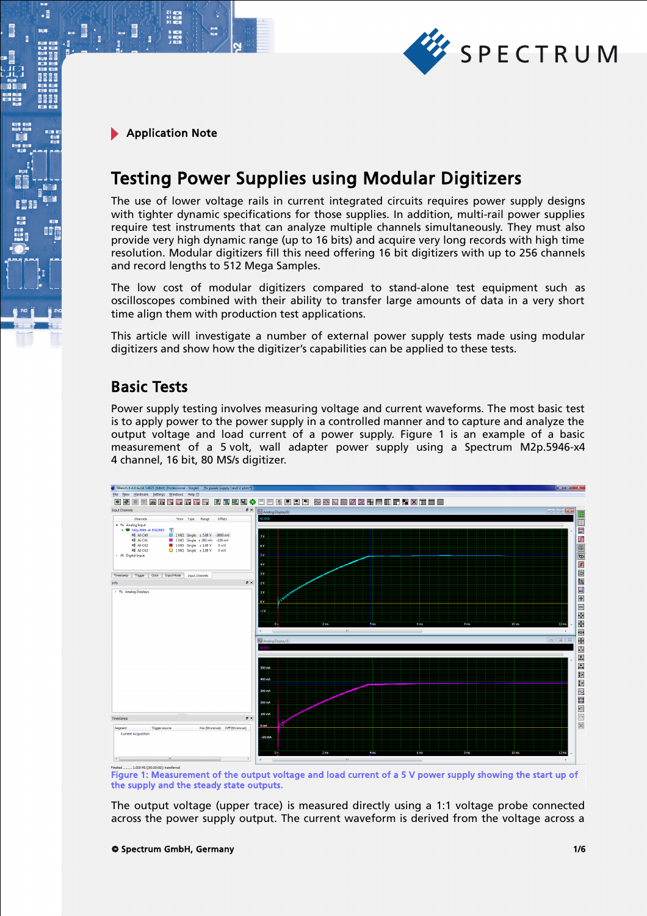Application Note

# Testing Power Supplies using Modular Digitizers

The use of lower voltage rails in current integrated circuits requires power supply designs with tighter dynamic specifications for those supplies. In addition, multi-rail power supplies require test instruments that can analyze multiple channels simultaneously. They must also provide very high dynamic range (up to 16 bits) and acquire very long records with high time resolution. Modular digitizers fill this need offering 16 bit digitizers with up to 256 channels and record lengths to 512 Mega Samples.

The low cost of modular digitizers compared to stand-alone test equipment such as oscilloscopes combined with their ability to transfer large amounts of data in a very short time align them with production test applications.

This article will investigate a number of external power supply tests made using modular digitizers and show how the digitizer's capabilities can be applied to these tests.

## Basic Tests

Power supply testing involves measuring voltage and current waveforms. The most basic test is to apply power to the power supply in a controlled manner and to capture and analyze the output voltage and load current of a power supply. Figure 1 is an example of a basic measurement of a 5 volt, wall adapter power supply using a Spectrum M2p.5946-x4 4 channel, 16 bit, 80 MS/s digitizer.

Figure 1: Measurement of the output voltage and load current of a 5 V power supply showing the start up of the supply and the steady state outputs.

The output voltage (upper trace) is measured directly using a 1:1 voltage probe connected across the power supply output. The current waveform is derived from the voltage across a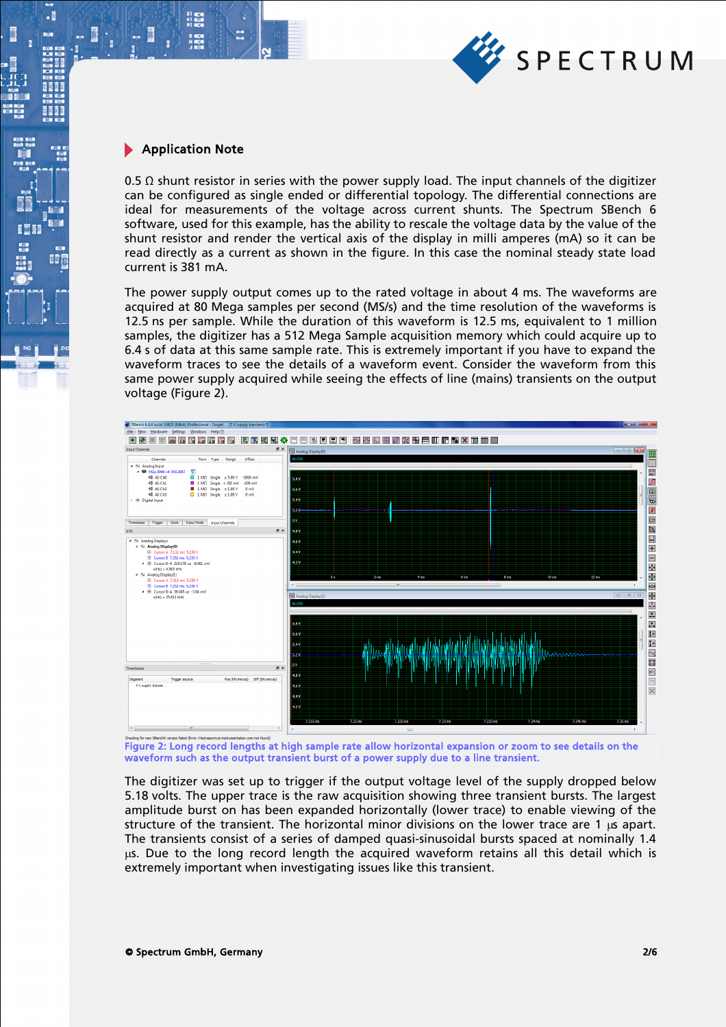0.5 Ω shunt resistor in series with the power supply load. The input channels of the digitizer can be configured as single ended or differential topology. The differential connections are ideal for measurements of the voltage across current shunts. The Spectrum SBench 6 software, used for this example, has the ability to rescale the voltage data by the value of the shunt resistor and render the vertical axis of the display in milli amperes (mA) so it can be read directly as a current as shown in the figure. In this case the nominal steady state load current is 381 mA.

The power supply output comes up to the rated voltage in about 4 ms. The waveforms are acquired at 80 Mega samples per second (MS/s) and the time resolution of the waveforms is 12.5 ns per sample. While the duration of this waveform is 12.5 ms, equivalent to 1 million samples, the digitizer has a 512 Mega Sample acquisition memory which could acquire up to 6.4 s of data at this same sample rate. This is extremely important if you have to expand the waveform traces to see the details of a waveform event. Consider the waveform from this same power supply acquired while seeing the effects of line (mains) transients on the output voltage (Figure 2).

Figure 2: Long record lengths at high sample rate allow horizontal expansion or zoom to see details on the waveform such as the output transient burst of a power supply due to a line transient.

The digitizer was set up to trigger if the output voltage level of the supply dropped below 5.18 volts. The upper trace is the raw acquisition showing three transient bursts. The largest amplitude burst on has been expanded horizontally (lower trace) to enable viewing of the structure of the transient. The horizontal minor divisions on the lower trace are 1 µs apart. The transients consist of a series of damped quasi-sinusoidal bursts spaced at nominally 1.4 µs. Due to the long record length the acquired waveform retains all this detail which is extremely important when investigating issues like this transient.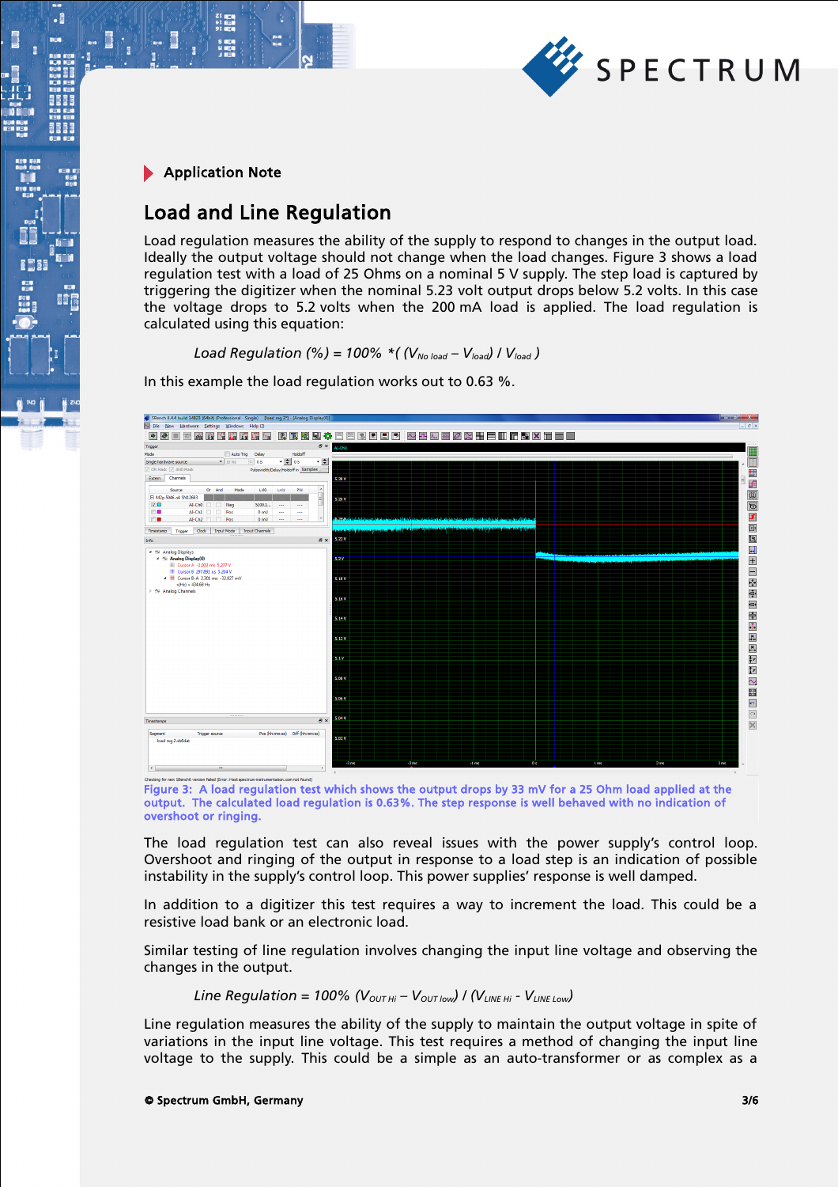Application Note

## Load and Line Regulation

Load regulation measures the ability of the supply to respond to changes in the output load. Ideally the output voltage should not change when the load changes. Figure 3 shows a load regulation test with a load of 25 Ohms on a nominal 5 V supply. The step load is captured by triggering the digitizer when the nominal 5.23 volt output drops below 5.2 volts. In this case the voltage drops to 5.2 volts when the 200 mA load is applied. The load regulation is calculated using this equation:

$$\textit{Load Regulation (\%)} = 100\% \cdot \left( \left( V_{No\ load} - V_{load} \right) / V_{load} \right)$$

In this example the load regulation works out to 0.63 %.

Figure 3: A load regulation test which shows the output drops by 33 mV for a 25 Ohm load applied at the output. The calculated load regulation is 0.63%. The step response is well behaved with no indication of overshoot or ringing.

The load regulation test can also reveal issues with the power supply's control loop. Overshoot and ringing of the output in response to a load step is an indication of possible instability in the supply's control loop. This power supplies' response is well damped.

In addition to a digitizer this test requires a way to increment the load. This could be a resistive load bank or an electronic load.

Similar testing of line regulation involves changing the input line voltage and observing the changes in the output.

$$\textit{Line Regulation} = 100\% \left( V_{OUT\ Hi} - V_{OUT\ low} \right) / \left( V_{LINE\ Hi} - V_{LINE\ Low} \right)$$

Line regulation measures the ability of the supply to maintain the output voltage in spite of variations in the input line voltage. This test requires a method of changing the input line voltage to the supply. This could be a simple as an auto-transformer or as complex as a

© Spectrum GmbH, Germany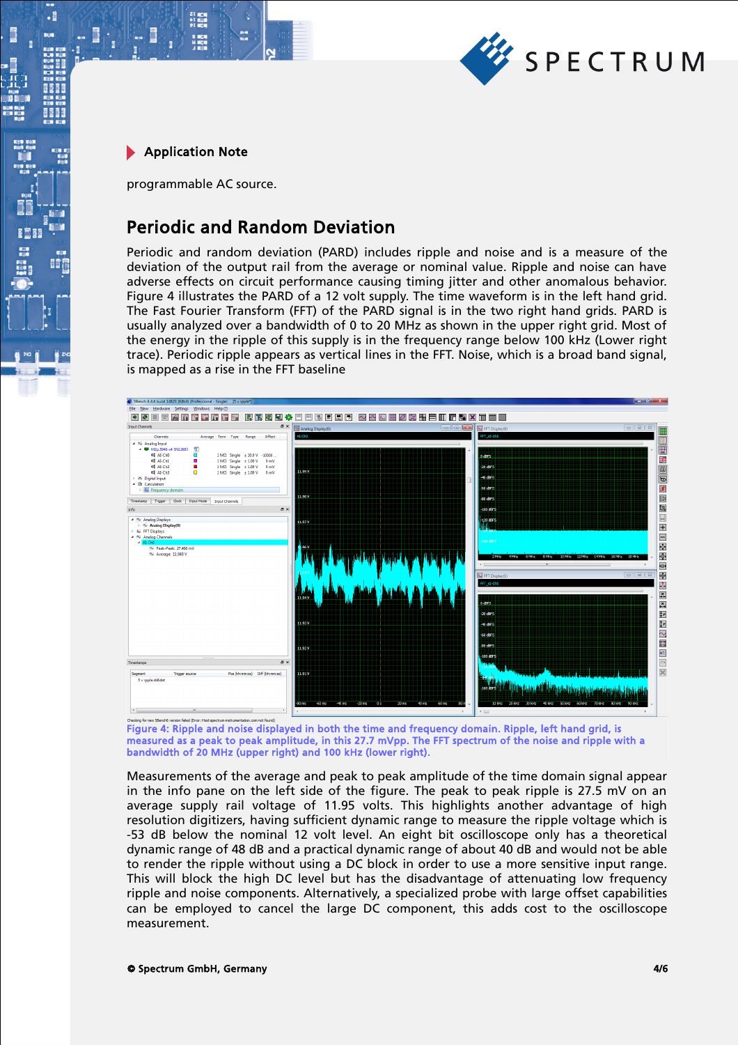programmable AC source.

## Periodic and Random Deviation

Periodic and random deviation (PARD) includes ripple and noise and is a measure of the deviation of the output rail from the average or nominal value. Ripple and noise can have adverse effects on circuit performance causing timing jitter and other anomalous behavior. Figure 4 illustrates the PARD of a 12 volt supply. The time waveform is in the left hand grid. The Fast Fourier Transform (FFT) of the PARD signal is in the two right hand grids. PARD is usually analyzed over a bandwidth of 0 to 20 MHz as shown in the upper right grid. Most of the energy in the ripple of this supply is in the frequency range below 100 kHz (Lower right trace). Periodic ripple appears as vertical lines in the FFT. Noise, which is a broad band signal, is mapped as a rise in the FFT baseline

Figure 4: Ripple and noise displayed in both the time and frequency domain. Ripple, left hand grid, is measured as a peak to peak amplitude, in this 27.7 mVpp. The FFT spectrum of the noise and ripple with a bandwidth of 20 MHz (upper right) and 100 kHz (lower right).

Measurements of the average and peak to peak amplitude of the time domain signal appear in the info pane on the left side of the figure. The peak to peak ripple is 27.5 mV on an average supply rail voltage of 11.95 volts. This highlights another advantage of high resolution digitizers, having sufficient dynamic range to measure the ripple voltage which is -53 dB below the nominal 12 volt level. An eight bit oscilloscope only has a theoretical dynamic range of 48 dB and a practical dynamic range of about 40 dB and would not be able to render the ripple without using a DC block in order to use a more sensitive input range. This will block the high DC level but has the disadvantage of attenuating low frequency ripple and noise components. Alternatively, a specialized probe with large offset capabilities can be employed to cancel the large DC component, this adds cost to the oscilloscope measurement.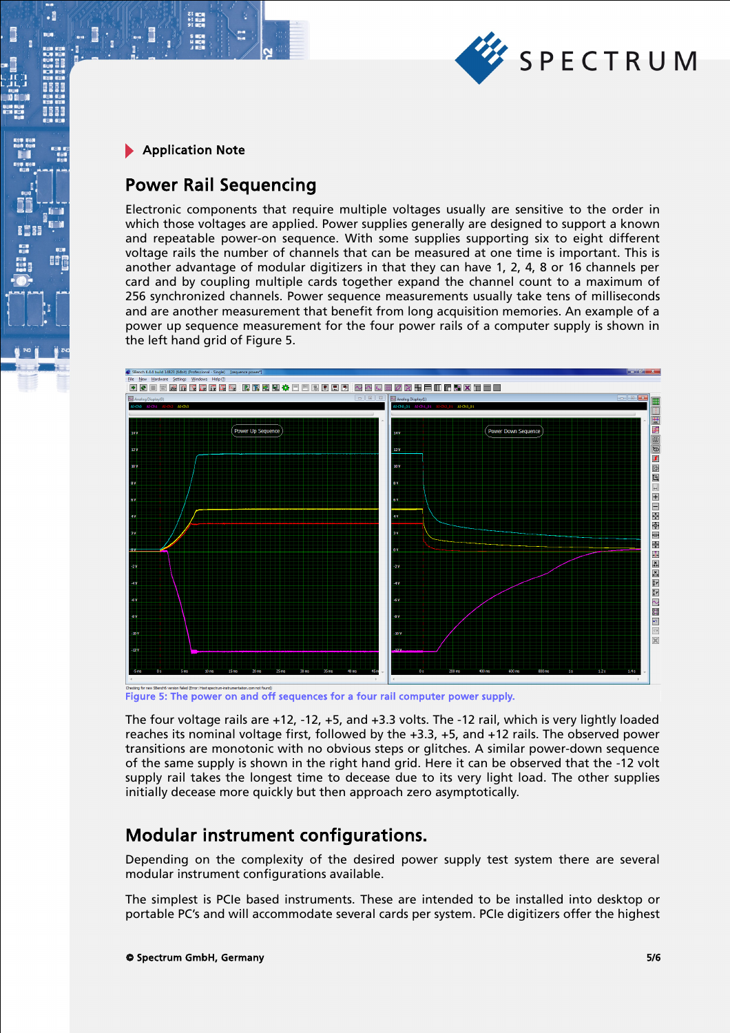Application Note

## Power Rail Sequencing

Electronic components that require multiple voltages usually are sensitive to the order in which those voltages are applied. Power supplies generally are designed to support a known and repeatable power-on sequence. With some supplies supporting six to eight different voltage rails the number of channels that can be measured at one time is important. This is another advantage of modular digitizers in that they can have 1, 2, 4, 8 or 16 channels per card and by coupling multiple cards together expand the channel count to a maximum of 256 synchronized channels. Power sequence measurements usually take tens of milliseconds and are another measurement that benefit from long acquisition memories. An example of a power up sequence measurement for the four power rails of a computer supply is shown in the left hand grid of Figure 5.

Figure 5: The power on and off sequences for a four rail computer power supply.

The four voltage rails are +12, -12, +5, and +3.3 volts. The -12 rail, which is very lightly loaded reaches its nominal voltage first, followed by the +3.3, +5, and +12 rails. The observed power transitions are monotonic with no obvious steps or glitches. A similar power-down sequence of the same supply is shown in the right hand grid. Here it can be observed that the -12 volt supply rail takes the longest time to decease due to its very light load. The other supplies initially decease more quickly but then approach zero asymptotically.

## Modular instrument configurations.

Depending on the complexity of the desired power supply test system there are several modular instrument configurations available.

The simplest is PCIe based instruments. These are intended to be installed into desktop or portable PC's and will accommodate several cards per system. PCIe digitizers offer the highest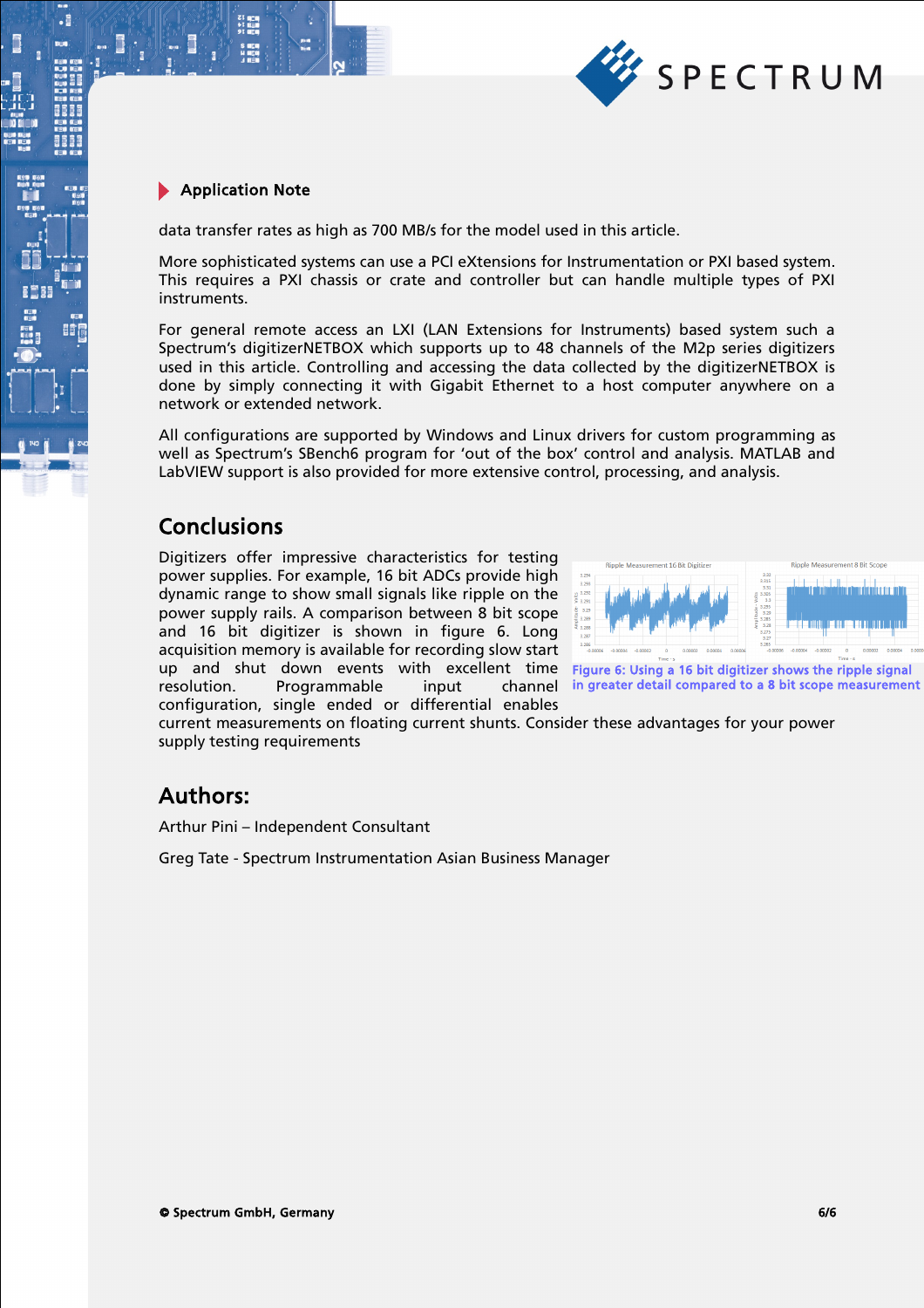Application Note

data transfer rates as high as 700 MB/s for the model used in this article.

More sophisticated systems can use a PCI eXtensions for Instrumentation or PXI based system. This requires a PXI chassis or crate and controller but can handle multiple types of PXI instruments.

For general remote access an LXI (LAN Extensions for Instruments) based system such a Spectrum's digitizerNETBOX which supports up to 48 channels of the M2p series digitizers used in this article. Controlling and accessing the data collected by the digitizerNETBOX is done by simply connecting it with Gigabit Ethernet to a host computer anywhere on a network or extended network.

All configurations are supported by Windows and Linux drivers for custom programming as well as Spectrum's SBench6 program for 'out of the box' control and analysis. MATLAB and LabVIEW support is also provided for more extensive control, processing, and analysis.

## Conclusions

Digitizers offer impressive characteristics for testing power supplies. For example, 16 bit ADCs provide high dynamic range to show small signals like ripple on the power supply rails. A comparison between 8 bit scope and 16 bit digitizer is shown in figure 6. Long acquisition memory is available for recording slow start up and shut down events with excellent time resolution. Programmable input channel configuration, single ended or differential enables current measurements on floating current shunts. Consider these advantages for your power supply testing requirements

Ripple Measurement 16 Bit Digitizer

Ripple Measurement 8 Bit Scope

Figure 6: Using a 16 bit digitizer shows the ripple signal in greater detail compared to a 8 bit scope measurement

## Authors:

Arthur Pini – Independent Consultant

Greg Tate - Spectrum Instrumentation Asian Business Manager

© Spectrum GmbH, Germany